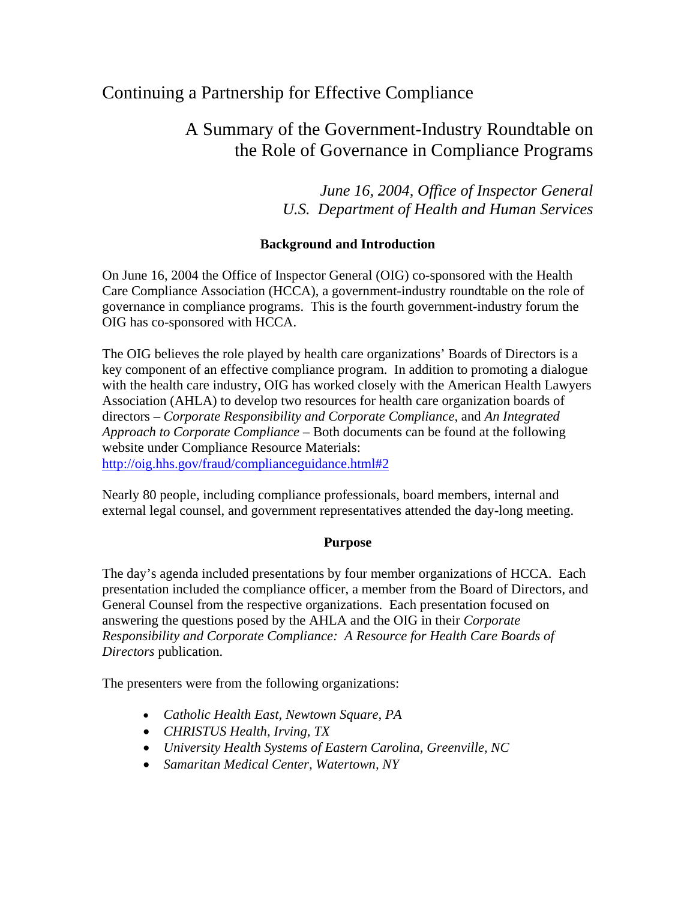# Continuing a Partnership for Effective Compliance

## A Summary of the Government-Industry Roundtable on the Role of Governance in Compliance Programs

*June 16, 2004, Office of Inspector General*
*U.S. Department of Health and Human Services*

### Background and Introduction

On June 16, 2004 the Office of Inspector General (OIG) co-sponsored with the Health Care Compliance Association (HCCA), a government-industry roundtable on the role of governance in compliance programs. This is the fourth government-industry forum the OIG has co-sponsored with HCCA.

The OIG believes the role played by health care organizations' Boards of Directors is a key component of an effective compliance program. In addition to promoting a dialogue with the health care industry, OIG has worked closely with the American Health Lawyers Association (AHLA) to develop two resources for health care organization boards of directors – *Corporate Responsibility and Corporate Compliance*, and *An Integrated Approach to Corporate Compliance* – Both documents can be found at the following website under Compliance Resource Materials:
[http://oig.hhs.gov/fraud/complianceguidance.html#2](http://oig.hhs.gov/fraud/complianceguidance.html#2)

Nearly 80 people, including compliance professionals, board members, internal and external legal counsel, and government representatives attended the day-long meeting.

### Purpose

The day's agenda included presentations by four member organizations of HCCA. Each presentation included the compliance officer, a member from the Board of Directors, and General Counsel from the respective organizations. Each presentation focused on answering the questions posed by the AHLA and the OIG in their *Corporate Responsibility and Corporate Compliance: A Resource for Health Care Boards of Directors* publication.

The presenters were from the following organizations:

- *Catholic Health East, Newtown Square, PA*
- *CHRISTUS Health, Irving, TX*
- *University Health Systems of Eastern Carolina, Greenville, NC*
- *Samaritan Medical Center, Watertown, NY*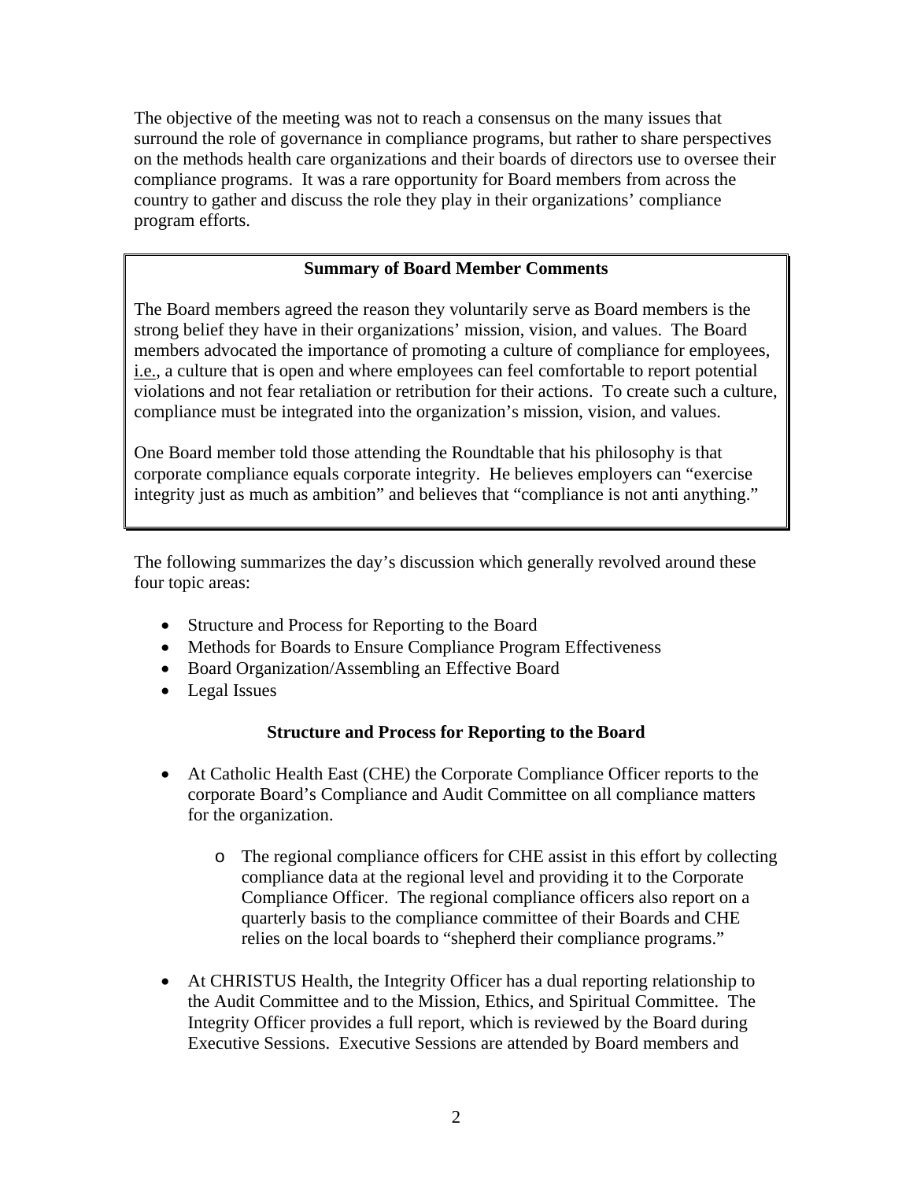The objective of the meeting was not to reach a consensus on the many issues that surround the role of governance in compliance programs, but rather to share perspectives on the methods health care organizations and their boards of directors use to oversee their compliance programs. It was a rare opportunity for Board members from across the country to gather and discuss the role they play in their organizations' compliance program efforts.

> **Summary of Board Member Comments**
>
> The Board members agreed the reason they voluntarily serve as Board members is the strong belief they have in their organizations' mission, vision, and values. The Board members advocated the importance of promoting a culture of compliance for employees, i.e., a culture that is open and where employees can feel comfortable to report potential violations and not fear retaliation or retribution for their actions. To create such a culture, compliance must be integrated into the organization's mission, vision, and values.
>
> One Board member told those attending the Roundtable that his philosophy is that corporate compliance equals corporate integrity. He believes employers can "exercise integrity just as much as ambition" and believes that "compliance is not anti anything."

The following summarizes the day's discussion which generally revolved around these four topic areas:

- Structure and Process for Reporting to the Board
- Methods for Boards to Ensure Compliance Program Effectiveness
- Board Organization/Assembling an Effective Board
- Legal Issues

## Structure and Process for Reporting to the Board

- At Catholic Health East (CHE) the Corporate Compliance Officer reports to the corporate Board's Compliance and Audit Committee on all compliance matters for the organization.
  - The regional compliance officers for CHE assist in this effort by collecting compliance data at the regional level and providing it to the Corporate Compliance Officer. The regional compliance officers also report on a quarterly basis to the compliance committee of their Boards and CHE relies on the local boards to "shepherd their compliance programs."
- At CHRISTUS Health, the Integrity Officer has a dual reporting relationship to the Audit Committee and to the Mission, Ethics, and Spiritual Committee. The Integrity Officer provides a full report, which is reviewed by the Board during Executive Sessions. Executive Sessions are attended by Board members and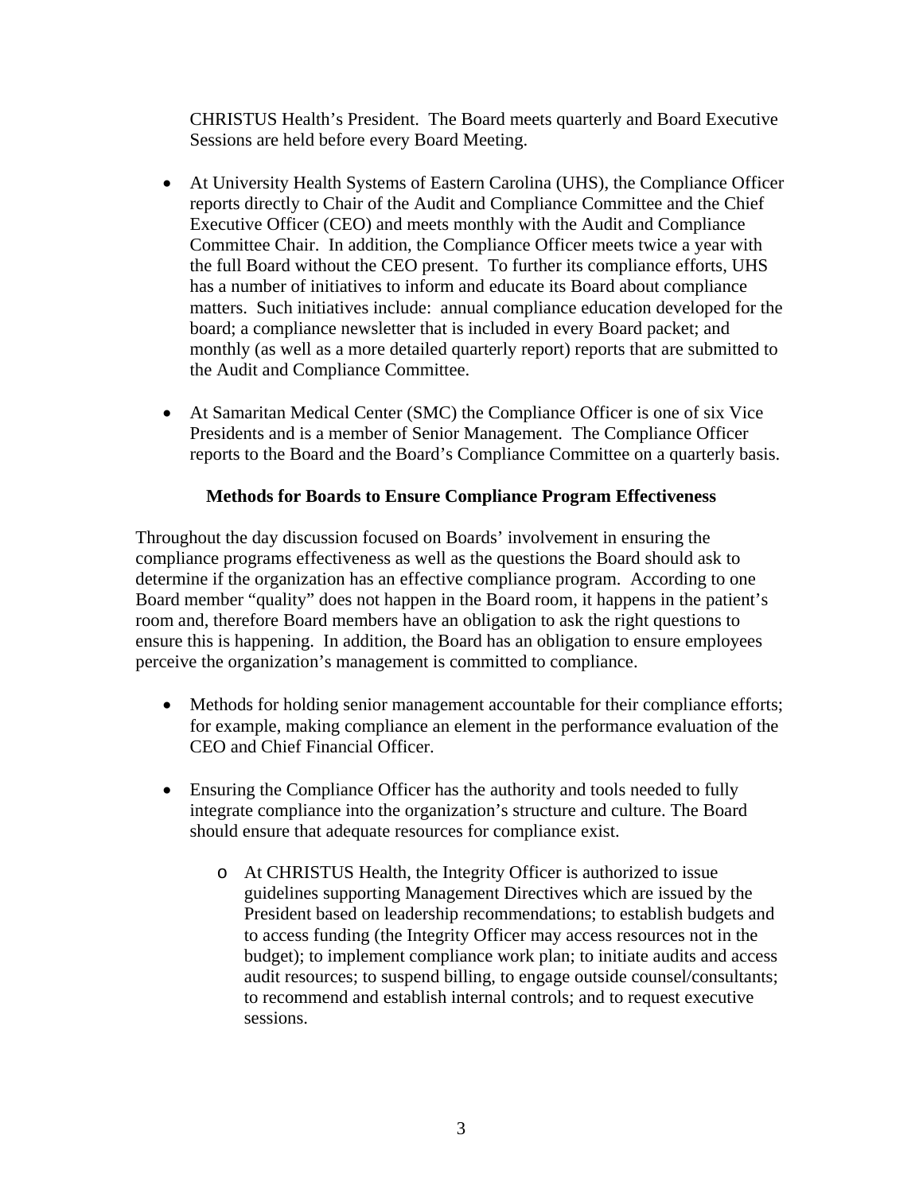CHRISTUS Health's President. The Board meets quarterly and Board Executive Sessions are held before every Board Meeting.

- At University Health Systems of Eastern Carolina (UHS), the Compliance Officer reports directly to Chair of the Audit and Compliance Committee and the Chief Executive Officer (CEO) and meets monthly with the Audit and Compliance Committee Chair. In addition, the Compliance Officer meets twice a year with the full Board without the CEO present. To further its compliance efforts, UHS has a number of initiatives to inform and educate its Board about compliance matters. Such initiatives include: annual compliance education developed for the board; a compliance newsletter that is included in every Board packet; and monthly (as well as a more detailed quarterly report) reports that are submitted to the Audit and Compliance Committee.

- At Samaritan Medical Center (SMC) the Compliance Officer is one of six Vice Presidents and is a member of Senior Management. The Compliance Officer reports to the Board and the Board's Compliance Committee on a quarterly basis.

**Methods for Boards to Ensure Compliance Program Effectiveness**

Throughout the day discussion focused on Boards' involvement in ensuring the compliance programs effectiveness as well as the questions the Board should ask to determine if the organization has an effective compliance program. According to one Board member "quality" does not happen in the Board room, it happens in the patient's room and, therefore Board members have an obligation to ask the right questions to ensure this is happening. In addition, the Board has an obligation to ensure employees perceive the organization's management is committed to compliance.

- Methods for holding senior management accountable for their compliance efforts; for example, making compliance an element in the performance evaluation of the CEO and Chief Financial Officer.

- Ensuring the Compliance Officer has the authority and tools needed to fully integrate compliance into the organization's structure and culture. The Board should ensure that adequate resources for compliance exist.

  - At CHRISTUS Health, the Integrity Officer is authorized to issue guidelines supporting Management Directives which are issued by the President based on leadership recommendations; to establish budgets and to access funding (the Integrity Officer may access resources not in the budget); to implement compliance work plan; to initiate audits and access audit resources; to suspend billing, to engage outside counsel/consultants; to recommend and establish internal controls; and to request executive sessions.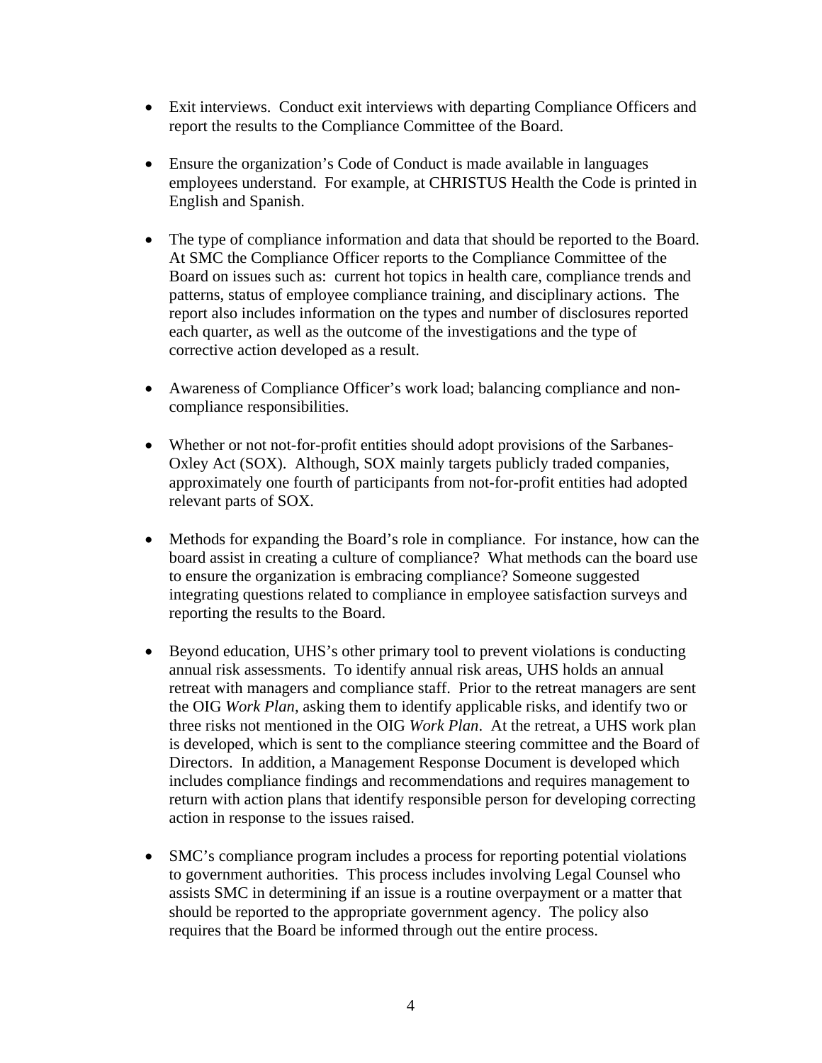- Exit interviews. Conduct exit interviews with departing Compliance Officers and report the results to the Compliance Committee of the Board.

- Ensure the organization's Code of Conduct is made available in languages employees understand. For example, at CHRISTUS Health the Code is printed in English and Spanish.

- The type of compliance information and data that should be reported to the Board. At SMC the Compliance Officer reports to the Compliance Committee of the Board on issues such as: current hot topics in health care, compliance trends and patterns, status of employee compliance training, and disciplinary actions. The report also includes information on the types and number of disclosures reported each quarter, as well as the outcome of the investigations and the type of corrective action developed as a result.

- Awareness of Compliance Officer's work load; balancing compliance and non-compliance responsibilities.

- Whether or not not-for-profit entities should adopt provisions of the Sarbanes-Oxley Act (SOX). Although, SOX mainly targets publicly traded companies, approximately one fourth of participants from not-for-profit entities had adopted relevant parts of SOX.

- Methods for expanding the Board's role in compliance. For instance, how can the board assist in creating a culture of compliance? What methods can the board use to ensure the organization is embracing compliance? Someone suggested integrating questions related to compliance in employee satisfaction surveys and reporting the results to the Board.

- Beyond education, UHS's other primary tool to prevent violations is conducting annual risk assessments. To identify annual risk areas, UHS holds an annual retreat with managers and compliance staff. Prior to the retreat managers are sent the OIG *Work Plan*, asking them to identify applicable risks, and identify two or three risks not mentioned in the OIG *Work Plan*. At the retreat, a UHS work plan is developed, which is sent to the compliance steering committee and the Board of Directors. In addition, a Management Response Document is developed which includes compliance findings and recommendations and requires management to return with action plans that identify responsible person for developing correcting action in response to the issues raised.

- SMC's compliance program includes a process for reporting potential violations to government authorities. This process includes involving Legal Counsel who assists SMC in determining if an issue is a routine overpayment or a matter that should be reported to the appropriate government agency. The policy also requires that the Board be informed through out the entire process.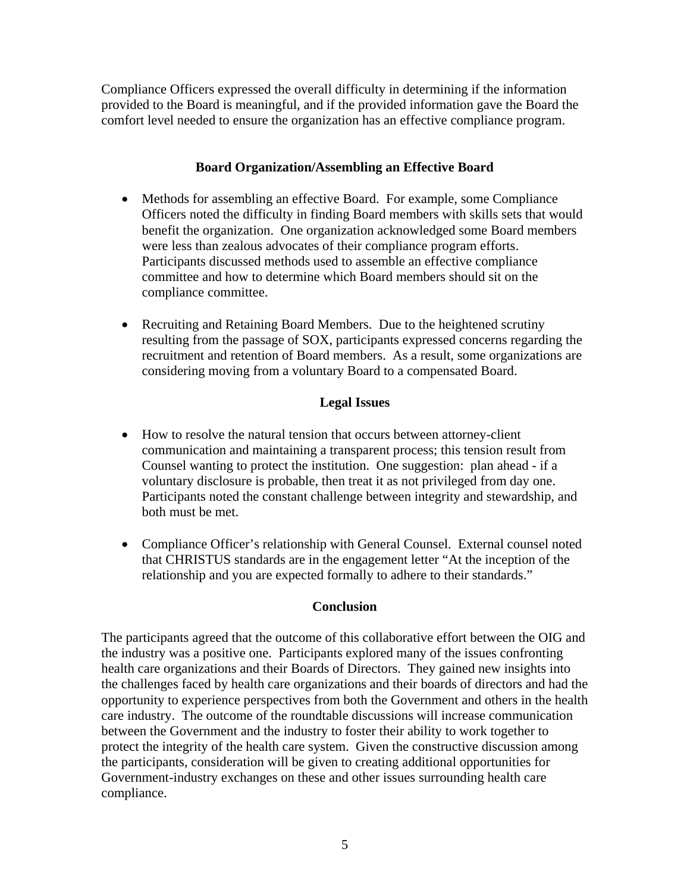Compliance Officers expressed the overall difficulty in determining if the information provided to the Board is meaningful, and if the provided information gave the Board the comfort level needed to ensure the organization has an effective compliance program.

### Board Organization/Assembling an Effective Board

- Methods for assembling an effective Board. For example, some Compliance Officers noted the difficulty in finding Board members with skills sets that would benefit the organization. One organization acknowledged some Board members were less than zealous advocates of their compliance program efforts. Participants discussed methods used to assemble an effective compliance committee and how to determine which Board members should sit on the compliance committee.

- Recruiting and Retaining Board Members. Due to the heightened scrutiny resulting from the passage of SOX, participants expressed concerns regarding the recruitment and retention of Board members. As a result, some organizations are considering moving from a voluntary Board to a compensated Board.

### Legal Issues

- How to resolve the natural tension that occurs between attorney-client communication and maintaining a transparent process; this tension result from Counsel wanting to protect the institution. One suggestion: plan ahead - if a voluntary disclosure is probable, then treat it as not privileged from day one. Participants noted the constant challenge between integrity and stewardship, and both must be met.

- Compliance Officer's relationship with General Counsel. External counsel noted that CHRISTUS standards are in the engagement letter "At the inception of the relationship and you are expected formally to adhere to their standards."

### Conclusion

The participants agreed that the outcome of this collaborative effort between the OIG and the industry was a positive one. Participants explored many of the issues confronting health care organizations and their Boards of Directors. They gained new insights into the challenges faced by health care organizations and their boards of directors and had the opportunity to experience perspectives from both the Government and others in the health care industry. The outcome of the roundtable discussions will increase communication between the Government and the industry to foster their ability to work together to protect the integrity of the health care system. Given the constructive discussion among the participants, consideration will be given to creating additional opportunities for Government-industry exchanges on these and other issues surrounding health care compliance.